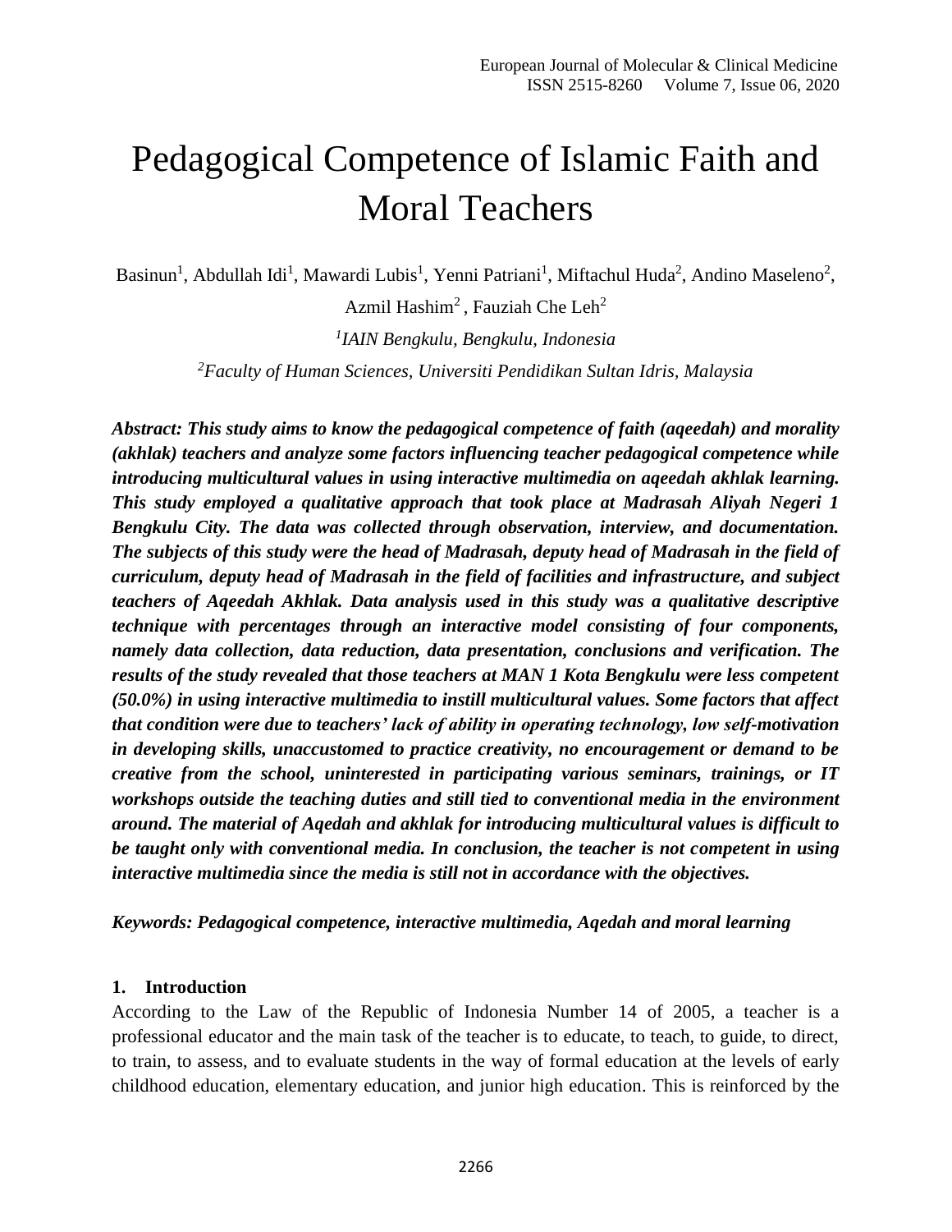# Pedagogical Competence of Islamic Faith and Moral Teachers

Basinun[1], Abdullah Idi[1], Mawardi Lubis[1], Yenni Patriani[1], Miftachul Huda[2], Andino Maseleno[2], Azmil Hashim[2] , Fauziah Che Leh[2]

*[1]IAIN Bengkulu, Bengkulu, Indonesia*

*[2]Faculty of Human Sciences, Universiti Pendidikan Sultan Idris, Malaysia*

***Abstract: This study aims to know the pedagogical competence of faith (aqeedah) and morality (akhlak) teachers and analyze some factors influencing teacher pedagogical competence while introducing multicultural values in using interactive multimedia on aqeedah akhlak learning. This study employed a qualitative approach that took place at Madrasah Aliyah Negeri 1 Bengkulu City. The data was collected through observation, interview, and documentation. The subjects of this study were the head of Madrasah, deputy head of Madrasah in the field of curriculum, deputy head of Madrasah in the field of facilities and infrastructure, and subject teachers of Aqeedah Akhlak. Data analysis used in this study was a qualitative descriptive technique with percentages through an interactive model consisting of four components, namely data collection, data reduction, data presentation, conclusions and verification. The results of the study revealed that those teachers at MAN 1 Kota Bengkulu were less competent (50.0%) in using interactive multimedia to instill multicultural values. Some factors that affect that condition were due to teachers' lack of ability in operating technology, low self-motivation in developing skills, unaccustomed to practice creativity, no encouragement or demand to be creative from the school, uninterested in participating various seminars, trainings, or IT workshops outside the teaching duties and still tied to conventional media in the environment around. The material of Aqedah and akhlak for introducing multicultural values is difficult to be taught only with conventional media. In conclusion, the teacher is not competent in using interactive multimedia since the media is still not in accordance with the objectives.***

***Keywords: Pedagogical competence, interactive multimedia, Aqedah and moral learning***

## 1. Introduction

According to the Law of the Republic of Indonesia Number 14 of 2005, a teacher is a professional educator and the main task of the teacher is to educate, to teach, to guide, to direct, to train, to assess, and to evaluate students in the way of formal education at the levels of early childhood education, elementary education, and junior high education. This is reinforced by the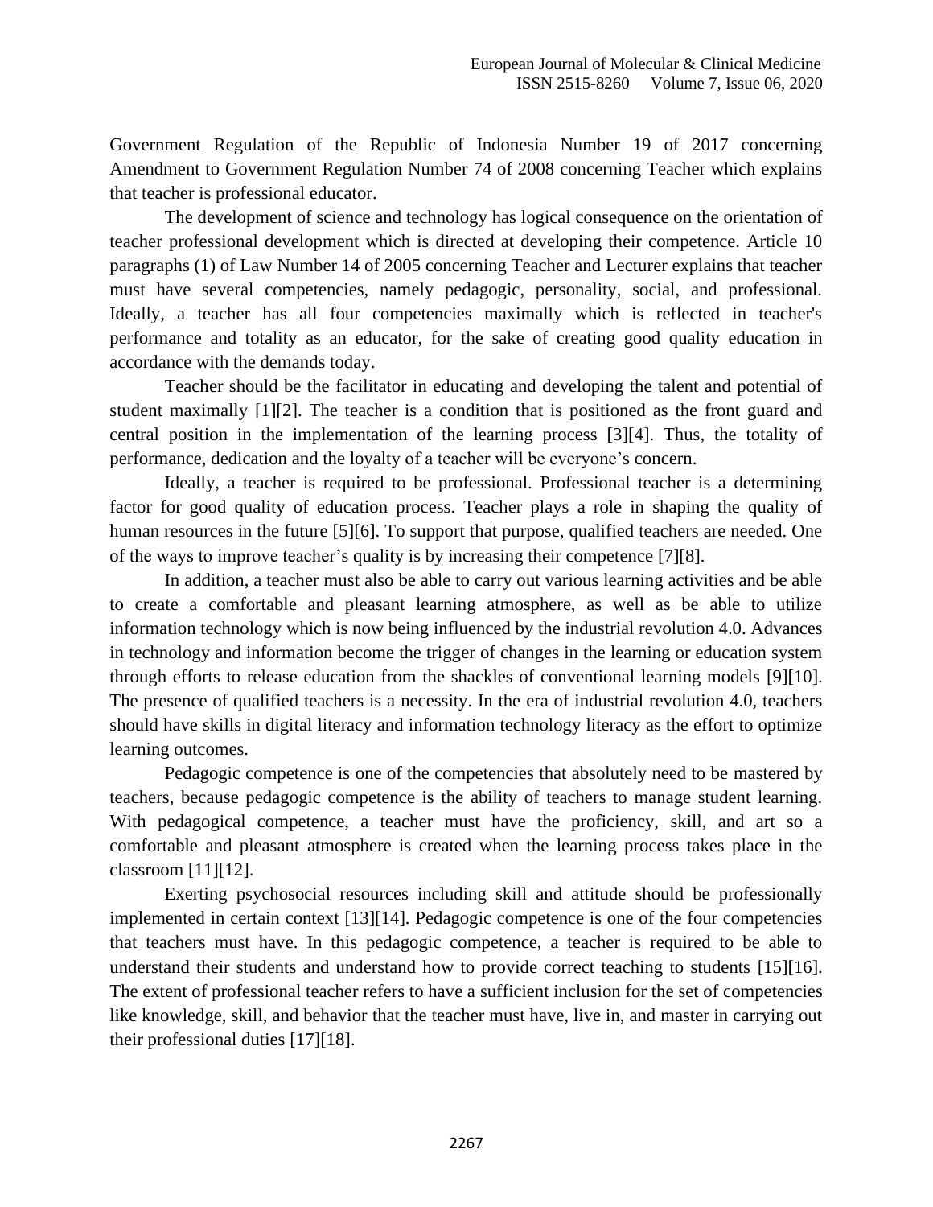Government Regulation of the Republic of Indonesia Number 19 of 2017 concerning Amendment to Government Regulation Number 74 of 2008 concerning Teacher which explains that teacher is professional educator.

The development of science and technology has logical consequence on the orientation of teacher professional development which is directed at developing their competence. Article 10 paragraphs (1) of Law Number 14 of 2005 concerning Teacher and Lecturer explains that teacher must have several competencies, namely pedagogic, personality, social, and professional. Ideally, a teacher has all four competencies maximally which is reflected in teacher's performance and totality as an educator, for the sake of creating good quality education in accordance with the demands today.

Teacher should be the facilitator in educating and developing the talent and potential of student maximally [1][2]. The teacher is a condition that is positioned as the front guard and central position in the implementation of the learning process [3][4]. Thus, the totality of performance, dedication and the loyalty of a teacher will be everyone's concern.

Ideally, a teacher is required to be professional. Professional teacher is a determining factor for good quality of education process. Teacher plays a role in shaping the quality of human resources in the future [5][6]. To support that purpose, qualified teachers are needed. One of the ways to improve teacher's quality is by increasing their competence [7][8].

In addition, a teacher must also be able to carry out various learning activities and be able to create a comfortable and pleasant learning atmosphere, as well as be able to utilize information technology which is now being influenced by the industrial revolution 4.0. Advances in technology and information become the trigger of changes in the learning or education system through efforts to release education from the shackles of conventional learning models [9][10]. The presence of qualified teachers is a necessity. In the era of industrial revolution 4.0, teachers should have skills in digital literacy and information technology literacy as the effort to optimize learning outcomes.

Pedagogic competence is one of the competencies that absolutely need to be mastered by teachers, because pedagogic competence is the ability of teachers to manage student learning. With pedagogical competence, a teacher must have the proficiency, skill, and art so a comfortable and pleasant atmosphere is created when the learning process takes place in the classroom [11][12].

Exerting psychosocial resources including skill and attitude should be professionally implemented in certain context [13][14]. Pedagogic competence is one of the four competencies that teachers must have. In this pedagogic competence, a teacher is required to be able to understand their students and understand how to provide correct teaching to students [15][16]. The extent of professional teacher refers to have a sufficient inclusion for the set of competencies like knowledge, skill, and behavior that the teacher must have, live in, and master in carrying out their professional duties [17][18].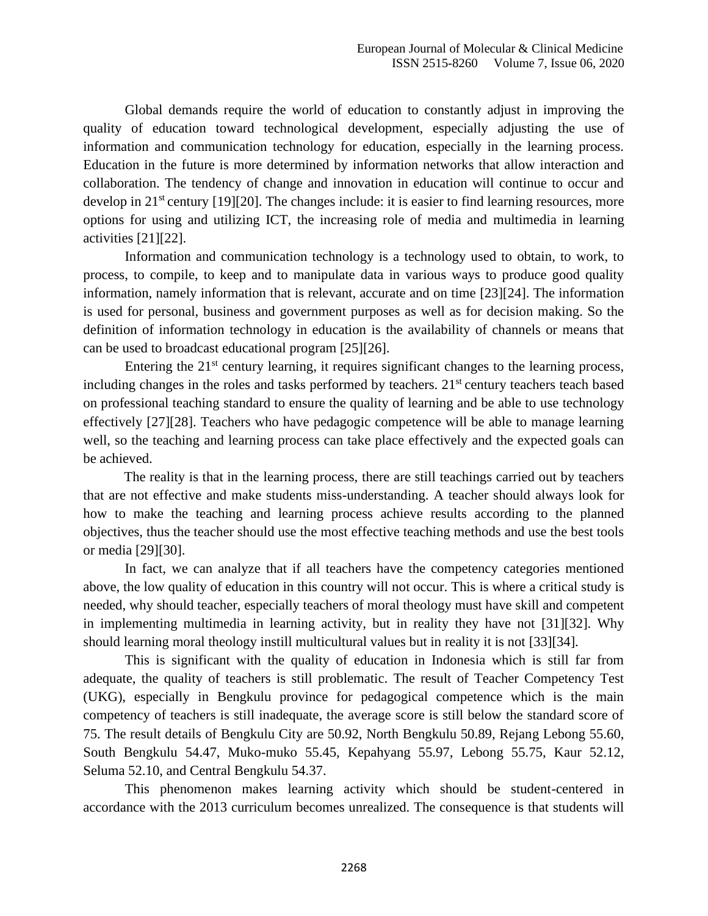Global demands require the world of education to constantly adjust in improving the quality of education toward technological development, especially adjusting the use of information and communication technology for education, especially in the learning process. Education in the future is more determined by information networks that allow interaction and collaboration. The tendency of change and innovation in education will continue to occur and develop in 21st century [19][20]. The changes include: it is easier to find learning resources, more options for using and utilizing ICT, the increasing role of media and multimedia in learning activities [21][22].

Information and communication technology is a technology used to obtain, to work, to process, to compile, to keep and to manipulate data in various ways to produce good quality information, namely information that is relevant, accurate and on time [23][24]. The information is used for personal, business and government purposes as well as for decision making. So the definition of information technology in education is the availability of channels or means that can be used to broadcast educational program [25][26].

Entering the 21st century learning, it requires significant changes to the learning process, including changes in the roles and tasks performed by teachers. 21st century teachers teach based on professional teaching standard to ensure the quality of learning and be able to use technology effectively [27][28]. Teachers who have pedagogic competence will be able to manage learning well, so the teaching and learning process can take place effectively and the expected goals can be achieved.

The reality is that in the learning process, there are still teachings carried out by teachers that are not effective and make students miss-understanding. A teacher should always look for how to make the teaching and learning process achieve results according to the planned objectives, thus the teacher should use the most effective teaching methods and use the best tools or media [29][30].

In fact, we can analyze that if all teachers have the competency categories mentioned above, the low quality of education in this country will not occur. This is where a critical study is needed, why should teacher, especially teachers of moral theology must have skill and competent in implementing multimedia in learning activity, but in reality they have not [31][32]. Why should learning moral theology instill multicultural values but in reality it is not [33][34].

This is significant with the quality of education in Indonesia which is still far from adequate, the quality of teachers is still problematic. The result of Teacher Competency Test (UKG), especially in Bengkulu province for pedagogical competence which is the main competency of teachers is still inadequate, the average score is still below the standard score of 75. The result details of Bengkulu City are 50.92, North Bengkulu 50.89, Rejang Lebong 55.60, South Bengkulu 54.47, Muko-muko 55.45, Kepahyang 55.97, Lebong 55.75, Kaur 52.12, Seluma 52.10, and Central Bengkulu 54.37.

This phenomenon makes learning activity which should be student-centered in accordance with the 2013 curriculum becomes unrealized. The consequence is that students will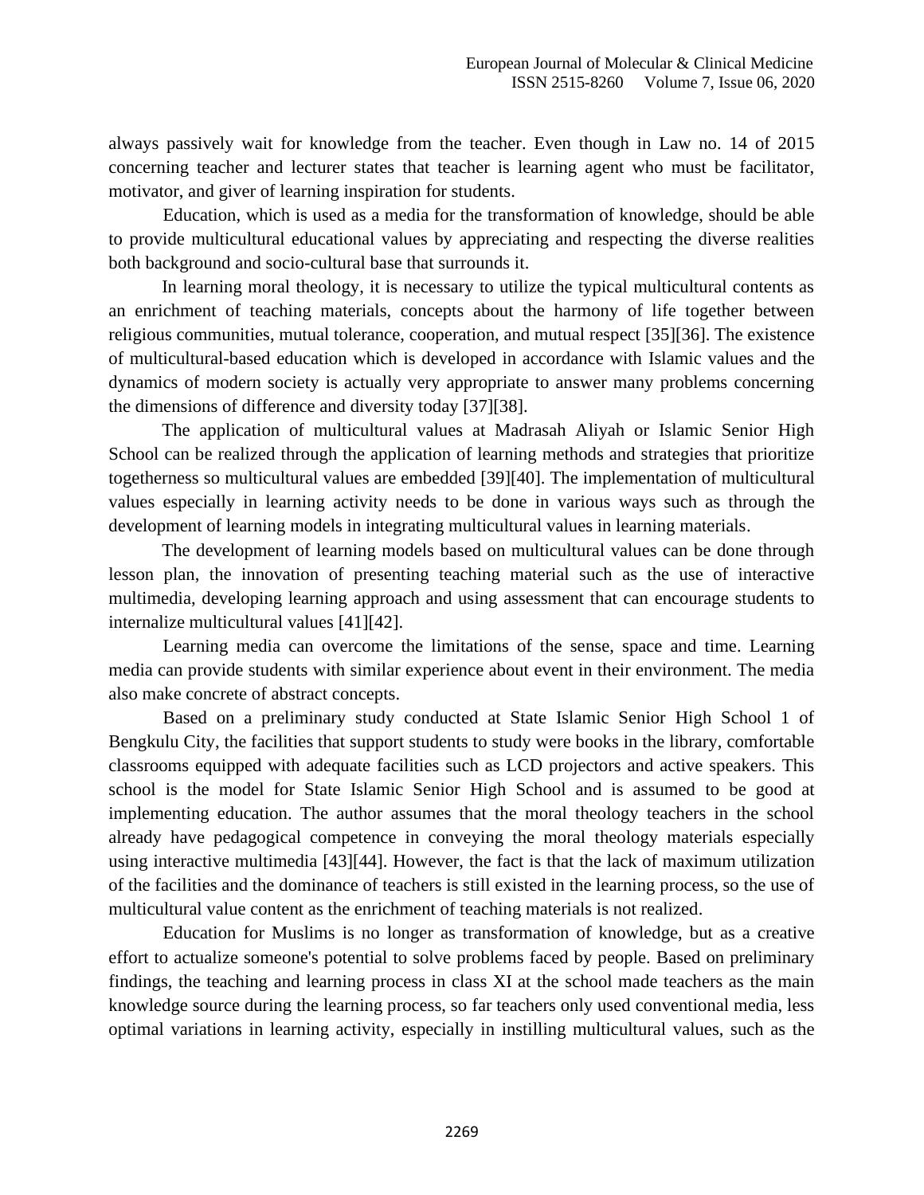always passively wait for knowledge from the teacher. Even though in Law no. 14 of 2015 concerning teacher and lecturer states that teacher is learning agent who must be facilitator, motivator, and giver of learning inspiration for students.

Education, which is used as a media for the transformation of knowledge, should be able to provide multicultural educational values by appreciating and respecting the diverse realities both background and socio-cultural base that surrounds it.

In learning moral theology, it is necessary to utilize the typical multicultural contents as an enrichment of teaching materials, concepts about the harmony of life together between religious communities, mutual tolerance, cooperation, and mutual respect [35][36]. The existence of multicultural-based education which is developed in accordance with Islamic values and the dynamics of modern society is actually very appropriate to answer many problems concerning the dimensions of difference and diversity today [37][38].

The application of multicultural values at Madrasah Aliyah or Islamic Senior High School can be realized through the application of learning methods and strategies that prioritize togetherness so multicultural values are embedded [39][40]. The implementation of multicultural values especially in learning activity needs to be done in various ways such as through the development of learning models in integrating multicultural values in learning materials.

The development of learning models based on multicultural values can be done through lesson plan, the innovation of presenting teaching material such as the use of interactive multimedia, developing learning approach and using assessment that can encourage students to internalize multicultural values [41][42].

Learning media can overcome the limitations of the sense, space and time. Learning media can provide students with similar experience about event in their environment. The media also make concrete of abstract concepts.

Based on a preliminary study conducted at State Islamic Senior High School 1 of Bengkulu City, the facilities that support students to study were books in the library, comfortable classrooms equipped with adequate facilities such as LCD projectors and active speakers. This school is the model for State Islamic Senior High School and is assumed to be good at implementing education. The author assumes that the moral theology teachers in the school already have pedagogical competence in conveying the moral theology materials especially using interactive multimedia [43][44]. However, the fact is that the lack of maximum utilization of the facilities and the dominance of teachers is still existed in the learning process, so the use of multicultural value content as the enrichment of teaching materials is not realized.

Education for Muslims is no longer as transformation of knowledge, but as a creative effort to actualize someone's potential to solve problems faced by people. Based on preliminary findings, the teaching and learning process in class XI at the school made teachers as the main knowledge source during the learning process, so far teachers only used conventional media, less optimal variations in learning activity, especially in instilling multicultural values, such as the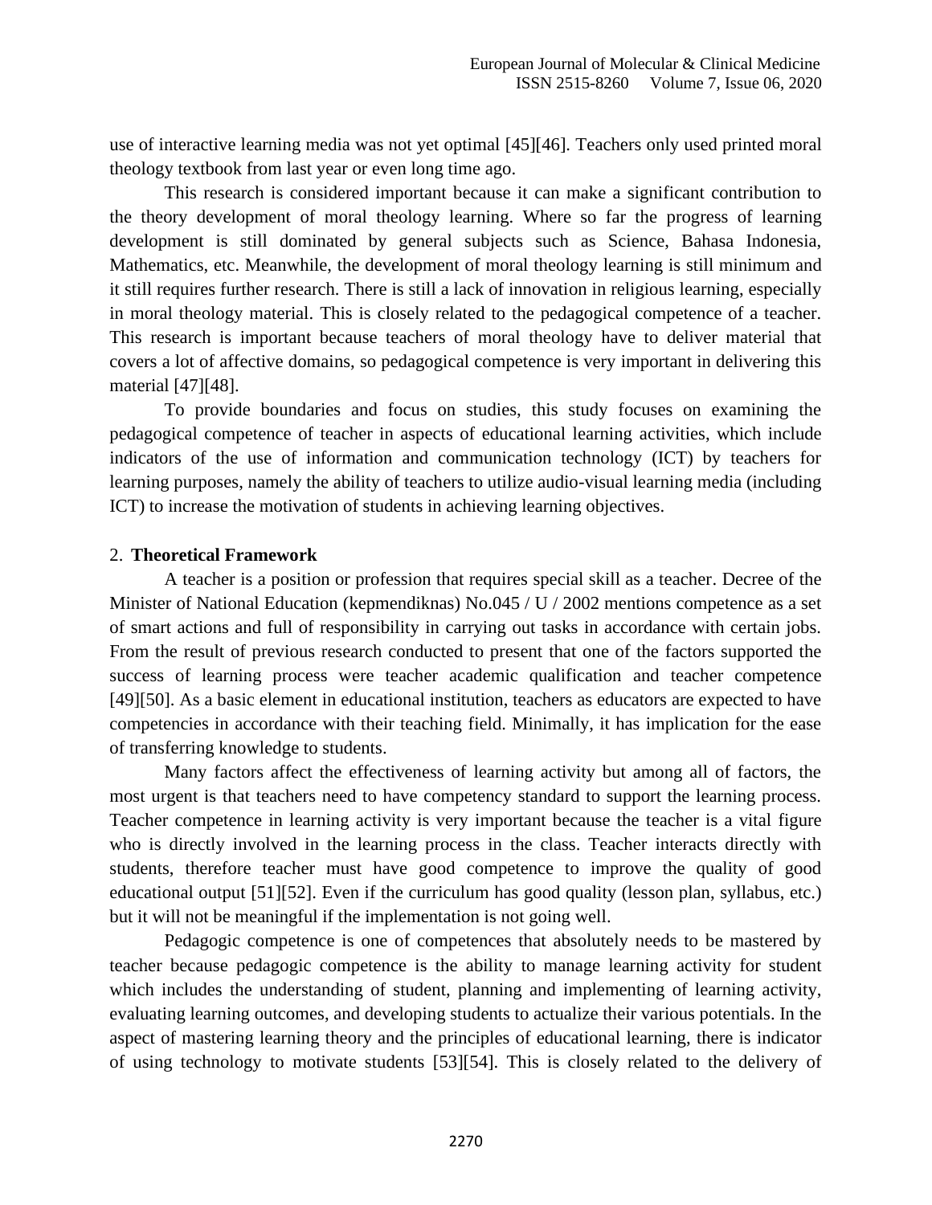use of interactive learning media was not yet optimal [45][46]. Teachers only used printed moral theology textbook from last year or even long time ago.

This research is considered important because it can make a significant contribution to the theory development of moral theology learning. Where so far the progress of learning development is still dominated by general subjects such as Science, Bahasa Indonesia, Mathematics, etc. Meanwhile, the development of moral theology learning is still minimum and it still requires further research. There is still a lack of innovation in religious learning, especially in moral theology material. This is closely related to the pedagogical competence of a teacher. This research is important because teachers of moral theology have to deliver material that covers a lot of affective domains, so pedagogical competence is very important in delivering this material [47][48].

To provide boundaries and focus on studies, this study focuses on examining the pedagogical competence of teacher in aspects of educational learning activities, which include indicators of the use of information and communication technology (ICT) by teachers for learning purposes, namely the ability of teachers to utilize audio-visual learning media (including ICT) to increase the motivation of students in achieving learning objectives.

## 2. Theoretical Framework

A teacher is a position or profession that requires special skill as a teacher. Decree of the Minister of National Education (kepmendiknas) No.045 / U / 2002 mentions competence as a set of smart actions and full of responsibility in carrying out tasks in accordance with certain jobs. From the result of previous research conducted to present that one of the factors supported the success of learning process were teacher academic qualification and teacher competence [49][50]. As a basic element in educational institution, teachers as educators are expected to have competencies in accordance with their teaching field. Minimally, it has implication for the ease of transferring knowledge to students.

Many factors affect the effectiveness of learning activity but among all of factors, the most urgent is that teachers need to have competency standard to support the learning process. Teacher competence in learning activity is very important because the teacher is a vital figure who is directly involved in the learning process in the class. Teacher interacts directly with students, therefore teacher must have good competence to improve the quality of good educational output [51][52]. Even if the curriculum has good quality (lesson plan, syllabus, etc.) but it will not be meaningful if the implementation is not going well.

Pedagogic competence is one of competences that absolutely needs to be mastered by teacher because pedagogic competence is the ability to manage learning activity for student which includes the understanding of student, planning and implementing of learning activity, evaluating learning outcomes, and developing students to actualize their various potentials. In the aspect of mastering learning theory and the principles of educational learning, there is indicator of using technology to motivate students [53][54]. This is closely related to the delivery of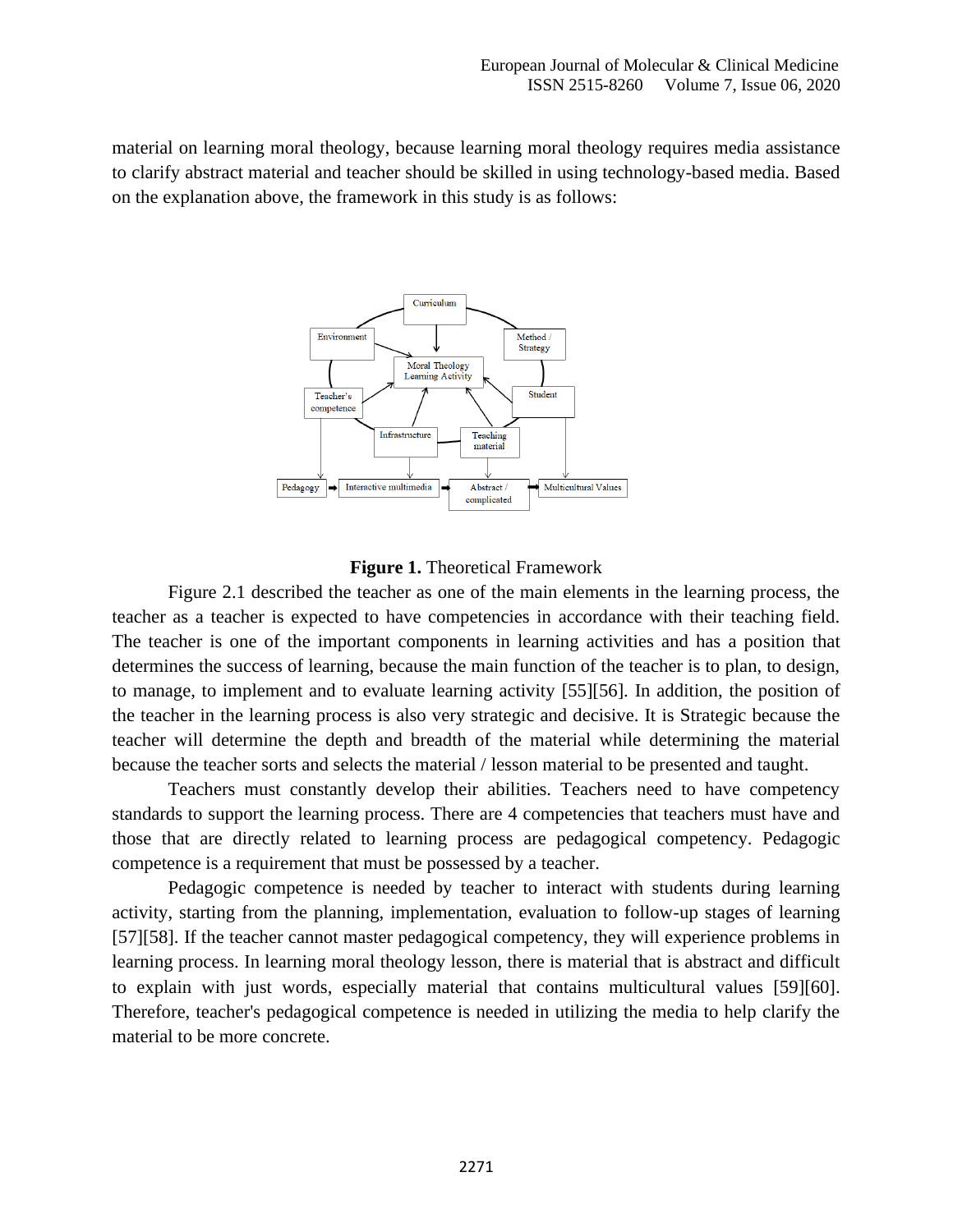material on learning moral theology, because learning moral theology requires media assistance to clarify abstract material and teacher should be skilled in using technology-based media. Based on the explanation above, the framework in this study is as follows:

**Figure 1.** Theoretical Framework

Figure 2.1 described the teacher as one of the main elements in the learning process, the teacher as a teacher is expected to have competencies in accordance with their teaching field. The teacher is one of the important components in learning activities and has a position that determines the success of learning, because the main function of the teacher is to plan, to design, to manage, to implement and to evaluate learning activity [55][56]. In addition, the position of the teacher in the learning process is also very strategic and decisive. It is Strategic because the teacher will determine the depth and breadth of the material while determining the material because the teacher sorts and selects the material / lesson material to be presented and taught.

Teachers must constantly develop their abilities. Teachers need to have competency standards to support the learning process. There are 4 competencies that teachers must have and those that are directly related to learning process are pedagogical competency. Pedagogic competence is a requirement that must be possessed by a teacher.

Pedagogic competence is needed by teacher to interact with students during learning activity, starting from the planning, implementation, evaluation to follow-up stages of learning [57][58]. If the teacher cannot master pedagogical competency, they will experience problems in learning process. In learning moral theology lesson, there is material that is abstract and difficult to explain with just words, especially material that contains multicultural values [59][60]. Therefore, teacher's pedagogical competence is needed in utilizing the media to help clarify the material to be more concrete.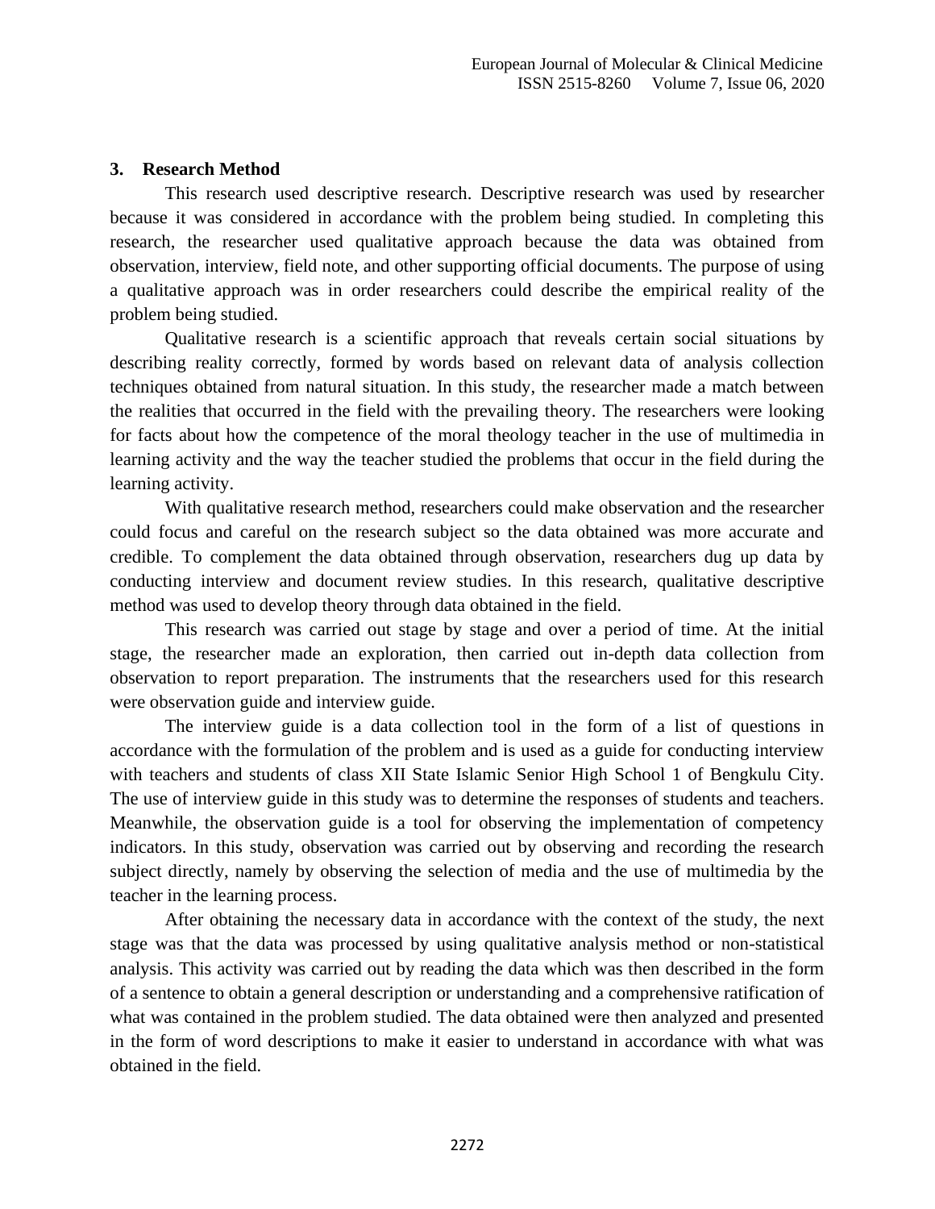## 3. Research Method

This research used descriptive research. Descriptive research was used by researcher because it was considered in accordance with the problem being studied. In completing this research, the researcher used qualitative approach because the data was obtained from observation, interview, field note, and other supporting official documents. The purpose of using a qualitative approach was in order researchers could describe the empirical reality of the problem being studied.

Qualitative research is a scientific approach that reveals certain social situations by describing reality correctly, formed by words based on relevant data of analysis collection techniques obtained from natural situation. In this study, the researcher made a match between the realities that occurred in the field with the prevailing theory. The researchers were looking for facts about how the competence of the moral theology teacher in the use of multimedia in learning activity and the way the teacher studied the problems that occur in the field during the learning activity.

With qualitative research method, researchers could make observation and the researcher could focus and careful on the research subject so the data obtained was more accurate and credible. To complement the data obtained through observation, researchers dug up data by conducting interview and document review studies. In this research, qualitative descriptive method was used to develop theory through data obtained in the field.

This research was carried out stage by stage and over a period of time. At the initial stage, the researcher made an exploration, then carried out in-depth data collection from observation to report preparation. The instruments that the researchers used for this research were observation guide and interview guide.

The interview guide is a data collection tool in the form of a list of questions in accordance with the formulation of the problem and is used as a guide for conducting interview with teachers and students of class XII State Islamic Senior High School 1 of Bengkulu City. The use of interview guide in this study was to determine the responses of students and teachers. Meanwhile, the observation guide is a tool for observing the implementation of competency indicators. In this study, observation was carried out by observing and recording the research subject directly, namely by observing the selection of media and the use of multimedia by the teacher in the learning process.

After obtaining the necessary data in accordance with the context of the study, the next stage was that the data was processed by using qualitative analysis method or non-statistical analysis. This activity was carried out by reading the data which was then described in the form of a sentence to obtain a general description or understanding and a comprehensive ratification of what was contained in the problem studied. The data obtained were then analyzed and presented in the form of word descriptions to make it easier to understand in accordance with what was obtained in the field.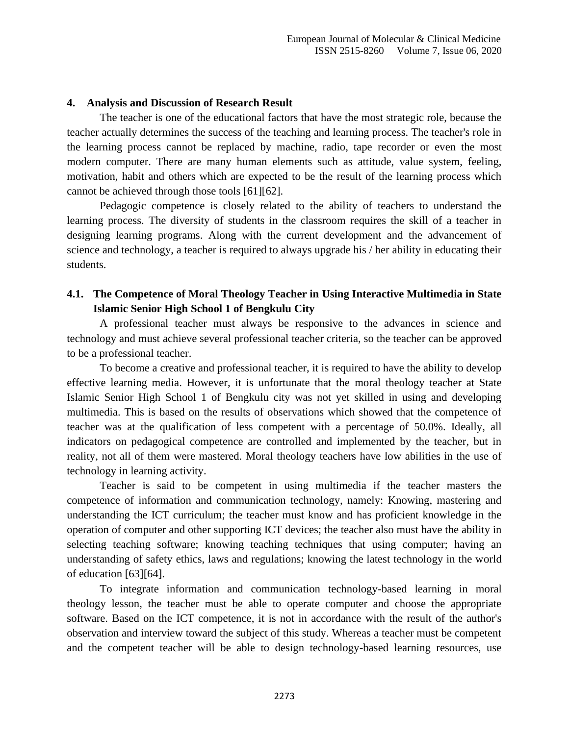## 4. Analysis and Discussion of Research Result

The teacher is one of the educational factors that have the most strategic role, because the teacher actually determines the success of the teaching and learning process. The teacher's role in the learning process cannot be replaced by machine, radio, tape recorder or even the most modern computer. There are many human elements such as attitude, value system, feeling, motivation, habit and others which are expected to be the result of the learning process which cannot be achieved through those tools [61][62].

Pedagogic competence is closely related to the ability of teachers to understand the learning process. The diversity of students in the classroom requires the skill of a teacher in designing learning programs. Along with the current development and the advancement of science and technology, a teacher is required to always upgrade his / her ability in educating their students.

### 4.1. The Competence of Moral Theology Teacher in Using Interactive Multimedia in State Islamic Senior High School 1 of Bengkulu City

A professional teacher must always be responsive to the advances in science and technology and must achieve several professional teacher criteria, so the teacher can be approved to be a professional teacher.

To become a creative and professional teacher, it is required to have the ability to develop effective learning media. However, it is unfortunate that the moral theology teacher at State Islamic Senior High School 1 of Bengkulu city was not yet skilled in using and developing multimedia. This is based on the results of observations which showed that the competence of teacher was at the qualification of less competent with a percentage of 50.0%. Ideally, all indicators on pedagogical competence are controlled and implemented by the teacher, but in reality, not all of them were mastered. Moral theology teachers have low abilities in the use of technology in learning activity.

Teacher is said to be competent in using multimedia if the teacher masters the competence of information and communication technology, namely: Knowing, mastering and understanding the ICT curriculum; the teacher must know and has proficient knowledge in the operation of computer and other supporting ICT devices; the teacher also must have the ability in selecting teaching software; knowing teaching techniques that using computer; having an understanding of safety ethics, laws and regulations; knowing the latest technology in the world of education [63][64].

To integrate information and communication technology-based learning in moral theology lesson, the teacher must be able to operate computer and choose the appropriate software. Based on the ICT competence, it is not in accordance with the result of the author's observation and interview toward the subject of this study. Whereas a teacher must be competent and the competent teacher will be able to design technology-based learning resources, use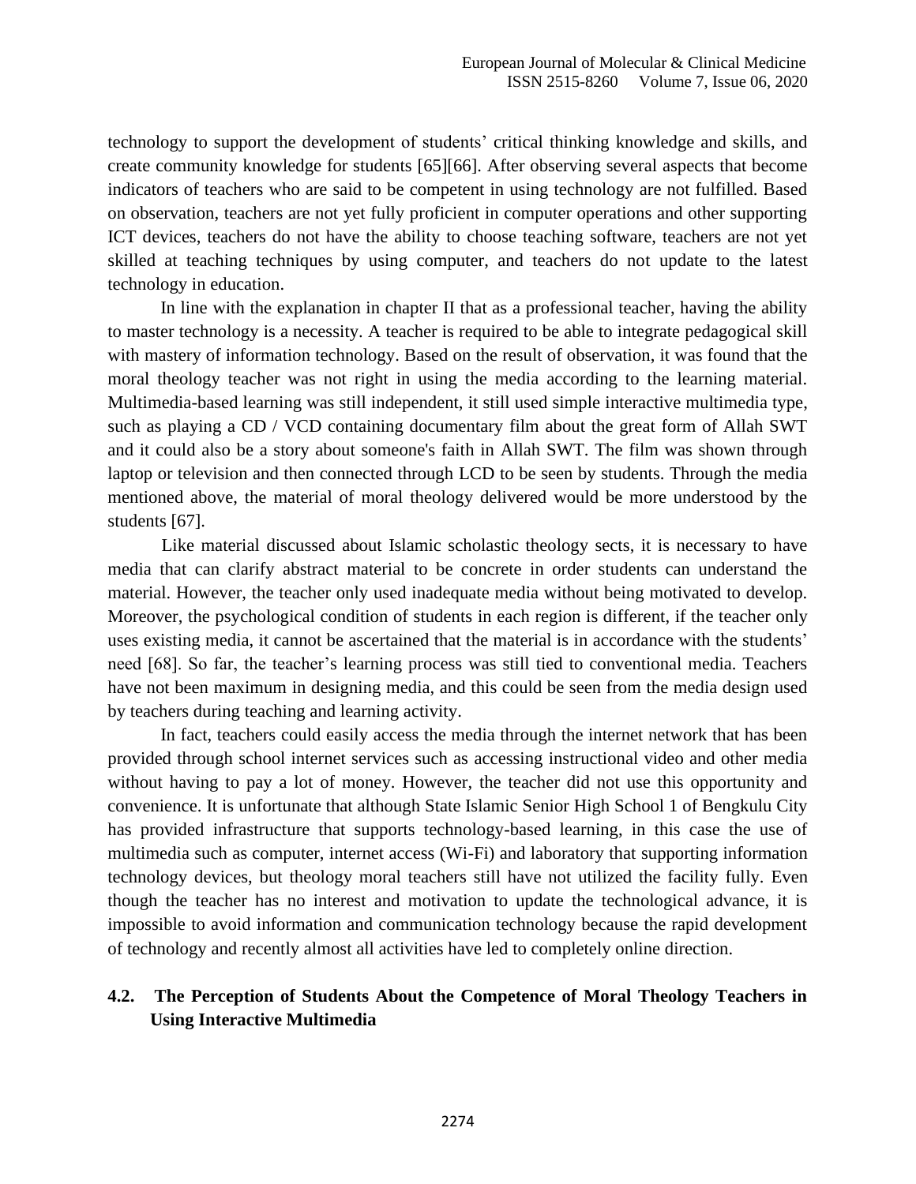technology to support the development of students' critical thinking knowledge and skills, and create community knowledge for students [65][66]. After observing several aspects that become indicators of teachers who are said to be competent in using technology are not fulfilled. Based on observation, teachers are not yet fully proficient in computer operations and other supporting ICT devices, teachers do not have the ability to choose teaching software, teachers are not yet skilled at teaching techniques by using computer, and teachers do not update to the latest technology in education.

In line with the explanation in chapter II that as a professional teacher, having the ability to master technology is a necessity. A teacher is required to be able to integrate pedagogical skill with mastery of information technology. Based on the result of observation, it was found that the moral theology teacher was not right in using the media according to the learning material. Multimedia-based learning was still independent, it still used simple interactive multimedia type, such as playing a CD / VCD containing documentary film about the great form of Allah SWT and it could also be a story about someone's faith in Allah SWT. The film was shown through laptop or television and then connected through LCD to be seen by students. Through the media mentioned above, the material of moral theology delivered would be more understood by the students [67].

Like material discussed about Islamic scholastic theology sects, it is necessary to have media that can clarify abstract material to be concrete in order students can understand the material. However, the teacher only used inadequate media without being motivated to develop. Moreover, the psychological condition of students in each region is different, if the teacher only uses existing media, it cannot be ascertained that the material is in accordance with the students' need [68]. So far, the teacher's learning process was still tied to conventional media. Teachers have not been maximum in designing media, and this could be seen from the media design used by teachers during teaching and learning activity.

In fact, teachers could easily access the media through the internet network that has been provided through school internet services such as accessing instructional video and other media without having to pay a lot of money. However, the teacher did not use this opportunity and convenience. It is unfortunate that although State Islamic Senior High School 1 of Bengkulu City has provided infrastructure that supports technology-based learning, in this case the use of multimedia such as computer, internet access (Wi-Fi) and laboratory that supporting information technology devices, but theology moral teachers still have not utilized the facility fully. Even though the teacher has no interest and motivation to update the technological advance, it is impossible to avoid information and communication technology because the rapid development of technology and recently almost all activities have led to completely online direction.

## 4.2. The Perception of Students About the Competence of Moral Theology Teachers in Using Interactive Multimedia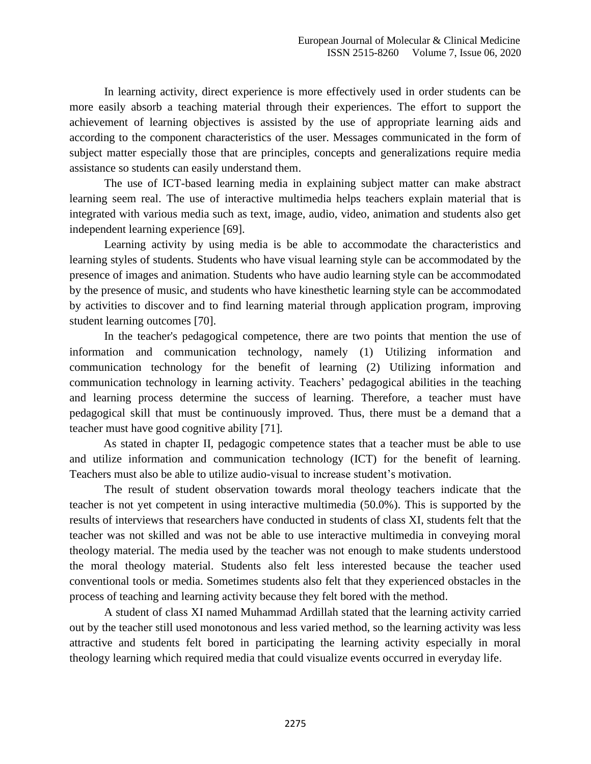In learning activity, direct experience is more effectively used in order students can be more easily absorb a teaching material through their experiences. The effort to support the achievement of learning objectives is assisted by the use of appropriate learning aids and according to the component characteristics of the user. Messages communicated in the form of subject matter especially those that are principles, concepts and generalizations require media assistance so students can easily understand them.

The use of ICT-based learning media in explaining subject matter can make abstract learning seem real. The use of interactive multimedia helps teachers explain material that is integrated with various media such as text, image, audio, video, animation and students also get independent learning experience [69].

Learning activity by using media is be able to accommodate the characteristics and learning styles of students. Students who have visual learning style can be accommodated by the presence of images and animation. Students who have audio learning style can be accommodated by the presence of music, and students who have kinesthetic learning style can be accommodated by activities to discover and to find learning material through application program, improving student learning outcomes [70].

In the teacher's pedagogical competence, there are two points that mention the use of information and communication technology, namely (1) Utilizing information and communication technology for the benefit of learning (2) Utilizing information and communication technology in learning activity. Teachers' pedagogical abilities in the teaching and learning process determine the success of learning. Therefore, a teacher must have pedagogical skill that must be continuously improved. Thus, there must be a demand that a teacher must have good cognitive ability [71].

As stated in chapter II, pedagogic competence states that a teacher must be able to use and utilize information and communication technology (ICT) for the benefit of learning. Teachers must also be able to utilize audio-visual to increase student's motivation.

The result of student observation towards moral theology teachers indicate that the teacher is not yet competent in using interactive multimedia (50.0%). This is supported by the results of interviews that researchers have conducted in students of class XI, students felt that the teacher was not skilled and was not be able to use interactive multimedia in conveying moral theology material. The media used by the teacher was not enough to make students understood the moral theology material. Students also felt less interested because the teacher used conventional tools or media. Sometimes students also felt that they experienced obstacles in the process of teaching and learning activity because they felt bored with the method.

A student of class XI named Muhammad Ardillah stated that the learning activity carried out by the teacher still used monotonous and less varied method, so the learning activity was less attractive and students felt bored in participating the learning activity especially in moral theology learning which required media that could visualize events occurred in everyday life.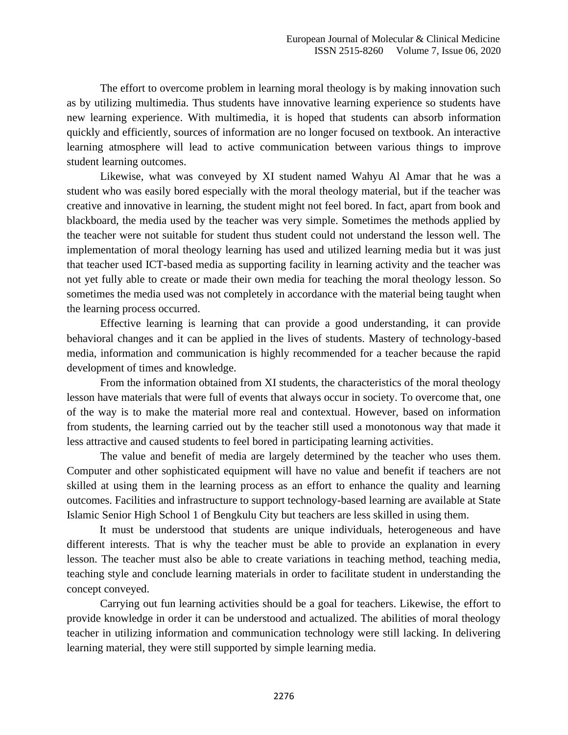The effort to overcome problem in learning moral theology is by making innovation such as by utilizing multimedia. Thus students have innovative learning experience so students have new learning experience. With multimedia, it is hoped that students can absorb information quickly and efficiently, sources of information are no longer focused on textbook. An interactive learning atmosphere will lead to active communication between various things to improve student learning outcomes.

Likewise, what was conveyed by XI student named Wahyu Al Amar that he was a student who was easily bored especially with the moral theology material, but if the teacher was creative and innovative in learning, the student might not feel bored. In fact, apart from book and blackboard, the media used by the teacher was very simple. Sometimes the methods applied by the teacher were not suitable for student thus student could not understand the lesson well. The implementation of moral theology learning has used and utilized learning media but it was just that teacher used ICT-based media as supporting facility in learning activity and the teacher was not yet fully able to create or made their own media for teaching the moral theology lesson. So sometimes the media used was not completely in accordance with the material being taught when the learning process occurred.

Effective learning is learning that can provide a good understanding, it can provide behavioral changes and it can be applied in the lives of students. Mastery of technology-based media, information and communication is highly recommended for a teacher because the rapid development of times and knowledge.

From the information obtained from XI students, the characteristics of the moral theology lesson have materials that were full of events that always occur in society. To overcome that, one of the way is to make the material more real and contextual. However, based on information from students, the learning carried out by the teacher still used a monotonous way that made it less attractive and caused students to feel bored in participating learning activities.

The value and benefit of media are largely determined by the teacher who uses them. Computer and other sophisticated equipment will have no value and benefit if teachers are not skilled at using them in the learning process as an effort to enhance the quality and learning outcomes. Facilities and infrastructure to support technology-based learning are available at State Islamic Senior High School 1 of Bengkulu City but teachers are less skilled in using them.

It must be understood that students are unique individuals, heterogeneous and have different interests. That is why the teacher must be able to provide an explanation in every lesson. The teacher must also be able to create variations in teaching method, teaching media, teaching style and conclude learning materials in order to facilitate student in understanding the concept conveyed.

Carrying out fun learning activities should be a goal for teachers. Likewise, the effort to provide knowledge in order it can be understood and actualized. The abilities of moral theology teacher in utilizing information and communication technology were still lacking. In delivering learning material, they were still supported by simple learning media.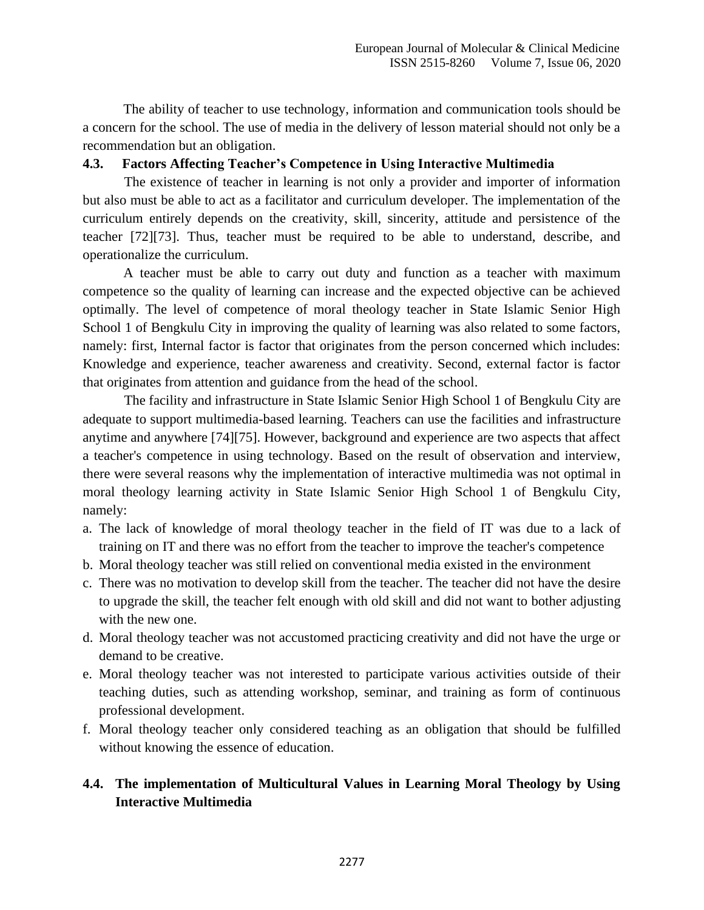The ability of teacher to use technology, information and communication tools should be a concern for the school. The use of media in the delivery of lesson material should not only be a recommendation but an obligation.

### 4.3. Factors Affecting Teacher's Competence in Using Interactive Multimedia

The existence of teacher in learning is not only a provider and importer of information but also must be able to act as a facilitator and curriculum developer. The implementation of the curriculum entirely depends on the creativity, skill, sincerity, attitude and persistence of the teacher [72][73]. Thus, teacher must be required to be able to understand, describe, and operationalize the curriculum.

A teacher must be able to carry out duty and function as a teacher with maximum competence so the quality of learning can increase and the expected objective can be achieved optimally. The level of competence of moral theology teacher in State Islamic Senior High School 1 of Bengkulu City in improving the quality of learning was also related to some factors, namely: first, Internal factor is factor that originates from the person concerned which includes: Knowledge and experience, teacher awareness and creativity. Second, external factor is factor that originates from attention and guidance from the head of the school.

The facility and infrastructure in State Islamic Senior High School 1 of Bengkulu City are adequate to support multimedia-based learning. Teachers can use the facilities and infrastructure anytime and anywhere [74][75]. However, background and experience are two aspects that affect a teacher's competence in using technology. Based on the result of observation and interview, there were several reasons why the implementation of interactive multimedia was not optimal in moral theology learning activity in State Islamic Senior High School 1 of Bengkulu City, namely:

a. The lack of knowledge of moral theology teacher in the field of IT was due to a lack of training on IT and there was no effort from the teacher to improve the teacher's competence
b. Moral theology teacher was still relied on conventional media existed in the environment
c. There was no motivation to develop skill from the teacher. The teacher did not have the desire to upgrade the skill, the teacher felt enough with old skill and did not want to bother adjusting with the new one.
d. Moral theology teacher was not accustomed practicing creativity and did not have the urge or demand to be creative.
e. Moral theology teacher was not interested to participate various activities outside of their teaching duties, such as attending workshop, seminar, and training as form of continuous professional development.
f. Moral theology teacher only considered teaching as an obligation that should be fulfilled without knowing the essence of education.

### 4.4. The implementation of Multicultural Values in Learning Moral Theology by Using Interactive Multimedia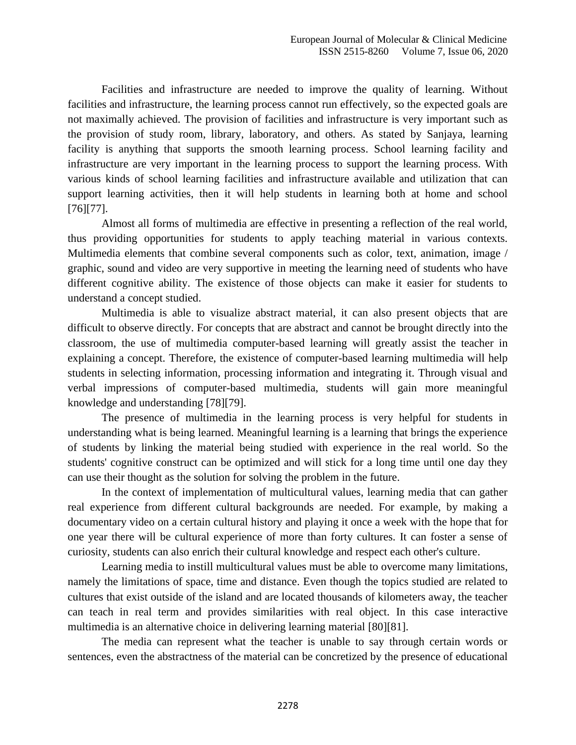Facilities and infrastructure are needed to improve the quality of learning. Without facilities and infrastructure, the learning process cannot run effectively, so the expected goals are not maximally achieved. The provision of facilities and infrastructure is very important such as the provision of study room, library, laboratory, and others. As stated by Sanjaya, learning facility is anything that supports the smooth learning process. School learning facility and infrastructure are very important in the learning process to support the learning process. With various kinds of school learning facilities and infrastructure available and utilization that can support learning activities, then it will help students in learning both at home and school [76][77].

Almost all forms of multimedia are effective in presenting a reflection of the real world, thus providing opportunities for students to apply teaching material in various contexts. Multimedia elements that combine several components such as color, text, animation, image / graphic, sound and video are very supportive in meeting the learning need of students who have different cognitive ability. The existence of those objects can make it easier for students to understand a concept studied.

Multimedia is able to visualize abstract material, it can also present objects that are difficult to observe directly. For concepts that are abstract and cannot be brought directly into the classroom, the use of multimedia computer-based learning will greatly assist the teacher in explaining a concept. Therefore, the existence of computer-based learning multimedia will help students in selecting information, processing information and integrating it. Through visual and verbal impressions of computer-based multimedia, students will gain more meaningful knowledge and understanding [78][79].

The presence of multimedia in the learning process is very helpful for students in understanding what is being learned. Meaningful learning is a learning that brings the experience of students by linking the material being studied with experience in the real world. So the students' cognitive construct can be optimized and will stick for a long time until one day they can use their thought as the solution for solving the problem in the future.

In the context of implementation of multicultural values, learning media that can gather real experience from different cultural backgrounds are needed. For example, by making a documentary video on a certain cultural history and playing it once a week with the hope that for one year there will be cultural experience of more than forty cultures. It can foster a sense of curiosity, students can also enrich their cultural knowledge and respect each other's culture.

Learning media to instill multicultural values must be able to overcome many limitations, namely the limitations of space, time and distance. Even though the topics studied are related to cultures that exist outside of the island and are located thousands of kilometers away, the teacher can teach in real term and provides similarities with real object. In this case interactive multimedia is an alternative choice in delivering learning material [80][81].

The media can represent what the teacher is unable to say through certain words or sentences, even the abstractness of the material can be concretized by the presence of educational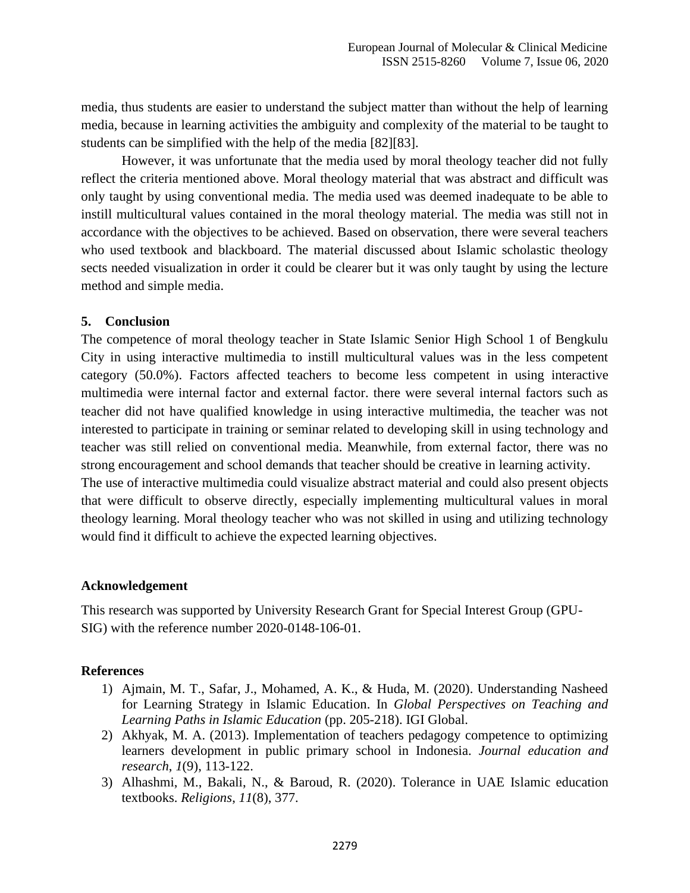media, thus students are easier to understand the subject matter than without the help of learning media, because in learning activities the ambiguity and complexity of the material to be taught to students can be simplified with the help of the media [82][83].

However, it was unfortunate that the media used by moral theology teacher did not fully reflect the criteria mentioned above. Moral theology material that was abstract and difficult was only taught by using conventional media. The media used was deemed inadequate to be able to instill multicultural values contained in the moral theology material. The media was still not in accordance with the objectives to be achieved. Based on observation, there were several teachers who used textbook and blackboard. The material discussed about Islamic scholastic theology sects needed visualization in order it could be clearer but it was only taught by using the lecture method and simple media.

## 5. Conclusion

The competence of moral theology teacher in State Islamic Senior High School 1 of Bengkulu City in using interactive multimedia to instill multicultural values was in the less competent category (50.0%). Factors affected teachers to become less competent in using interactive multimedia were internal factor and external factor. there were several internal factors such as teacher did not have qualified knowledge in using interactive multimedia, the teacher was not interested to participate in training or seminar related to developing skill in using technology and teacher was still relied on conventional media. Meanwhile, from external factor, there was no strong encouragement and school demands that teacher should be creative in learning activity.
The use of interactive multimedia could visualize abstract material and could also present objects that were difficult to observe directly, especially implementing multicultural values in moral theology learning. Moral theology teacher who was not skilled in using and utilizing technology would find it difficult to achieve the expected learning objectives.

## Acknowledgement

This research was supported by University Research Grant for Special Interest Group (GPU-SIG) with the reference number 2020-0148-106-01.

## References

1) Ajmain, M. T., Safar, J., Mohamed, A. K., & Huda, M. (2020). Understanding Nasheed for Learning Strategy in Islamic Education. In *Global Perspectives on Teaching and Learning Paths in Islamic Education* (pp. 205-218). IGI Global.
2) Akhyak, M. A. (2013). Implementation of teachers pedagogy competence to optimizing learners development in public primary school in Indonesia. *Journal education and research*, *1*(9), 113-122.
3) Alhashmi, M., Bakali, N., & Baroud, R. (2020). Tolerance in UAE Islamic education textbooks. *Religions*, *11*(8), 377.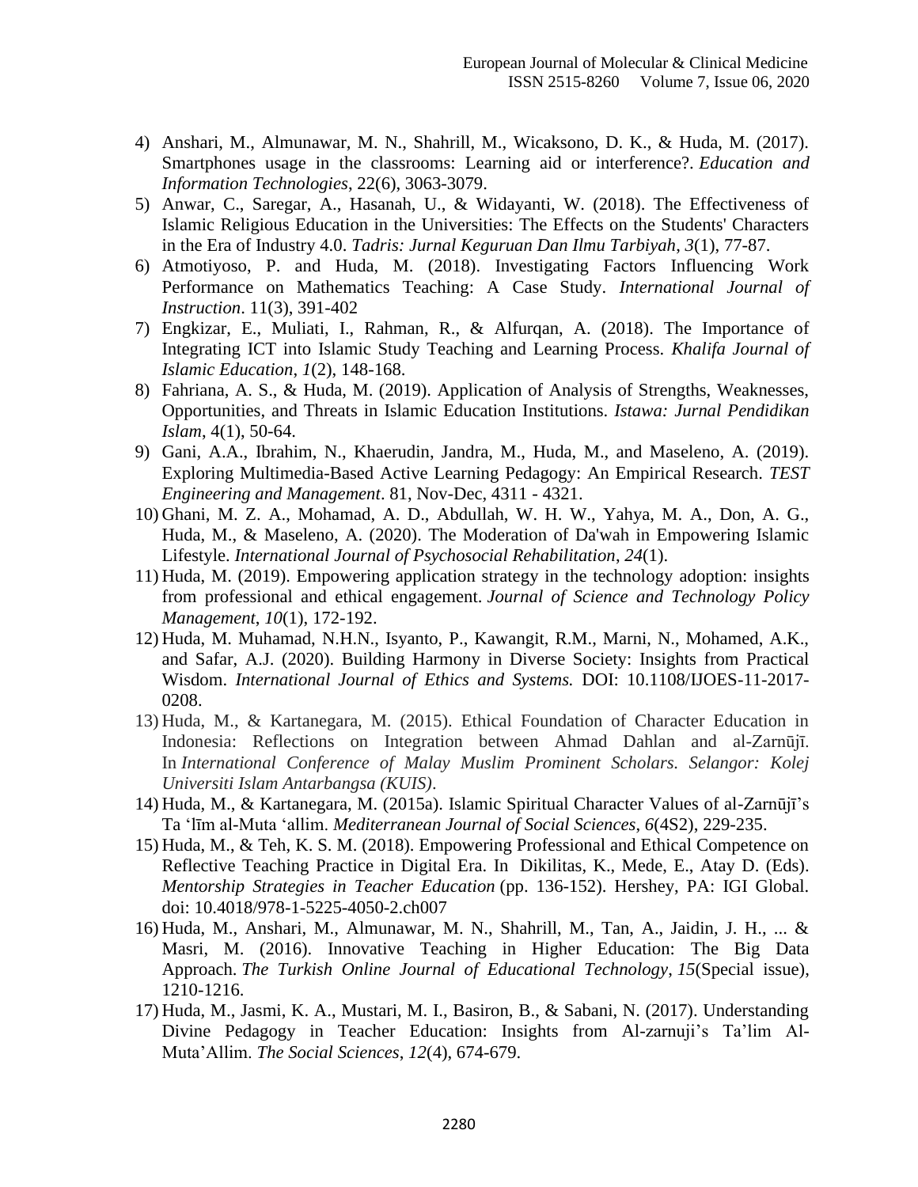4) Anshari, M., Almunawar, M. N., Shahrill, M., Wicaksono, D. K., & Huda, M. (2017). Smartphones usage in the classrooms: Learning aid or interference?. *Education and Information Technologies*, 22(6), 3063-3079.
5) Anwar, C., Saregar, A., Hasanah, U., & Widayanti, W. (2018). The Effectiveness of Islamic Religious Education in the Universities: The Effects on the Students' Characters in the Era of Industry 4.0. *Tadris: Jurnal Keguruan Dan Ilmu Tarbiyah*, *3*(1), 77-87.
6) Atmotiyoso, P. and Huda, M. (2018). Investigating Factors Influencing Work Performance on Mathematics Teaching: A Case Study. *International Journal of Instruction*. 11(3), 391-402
7) Engkizar, E., Muliati, I., Rahman, R., & Alfurqan, A. (2018). The Importance of Integrating ICT into Islamic Study Teaching and Learning Process. *Khalifa Journal of Islamic Education*, *1*(2), 148-168.
8) Fahriana, A. S., & Huda, M. (2019). Application of Analysis of Strengths, Weaknesses, Opportunities, and Threats in Islamic Education Institutions. *Istawa: Jurnal Pendidikan Islam*, 4(1), 50-64.
9) Gani, A.A., Ibrahim, N., Khaerudin, Jandra, M., Huda, M., and Maseleno, A. (2019). Exploring Multimedia-Based Active Learning Pedagogy: An Empirical Research. *TEST Engineering and Management*. 81, Nov-Dec, 4311 - 4321.
10) Ghani, M. Z. A., Mohamad, A. D., Abdullah, W. H. W., Yahya, M. A., Don, A. G., Huda, M., & Maseleno, A. (2020). The Moderation of Da'wah in Empowering Islamic Lifestyle. *International Journal of Psychosocial Rehabilitation*, *24*(1).
11) Huda, M. (2019). Empowering application strategy in the technology adoption: insights from professional and ethical engagement. *Journal of Science and Technology Policy Management*, *10*(1), 172-192.
12) Huda, M. Muhamad, N.H.N., Isyanto, P., Kawangit, R.M., Marni, N., Mohamed, A.K., and Safar, A.J. (2020). Building Harmony in Diverse Society: Insights from Practical Wisdom. *International Journal of Ethics and Systems.* DOI: 10.1108/IJOES-11-2017-0208.
13) Huda, M., & Kartanegara, M. (2015). Ethical Foundation of Character Education in Indonesia: Reflections on Integration between Ahmad Dahlan and al-Zarnūjī. In *International Conference of Malay Muslim Prominent Scholars. Selangor: Kolej Universiti Islam Antarbangsa (KUIS)*.
14) Huda, M., & Kartanegara, M. (2015a). Islamic Spiritual Character Values of al-Zarnūjī's Ta 'līm al-Muta 'allim. *Mediterranean Journal of Social Sciences*, *6*(4S2), 229-235.
15) Huda, M., & Teh, K. S. M. (2018). Empowering Professional and Ethical Competence on Reflective Teaching Practice in Digital Era. In Dikilitas, K., Mede, E., Atay D. (Eds). *Mentorship Strategies in Teacher Education* (pp. 136-152). Hershey, PA: IGI Global. doi: 10.4018/978-1-5225-4050-2.ch007
16) Huda, M., Anshari, M., Almunawar, M. N., Shahrill, M., Tan, A., Jaidin, J. H., ... & Masri, M. (2016). Innovative Teaching in Higher Education: The Big Data Approach. *The Turkish Online Journal of Educational Technology*, *15*(Special issue), 1210-1216.
17) Huda, M., Jasmi, K. A., Mustari, M. I., Basiron, B., & Sabani, N. (2017). Understanding Divine Pedagogy in Teacher Education: Insights from Al-zarnuji's Ta'lim Al-Muta'Allim. *The Social Sciences*, *12*(4), 674-679.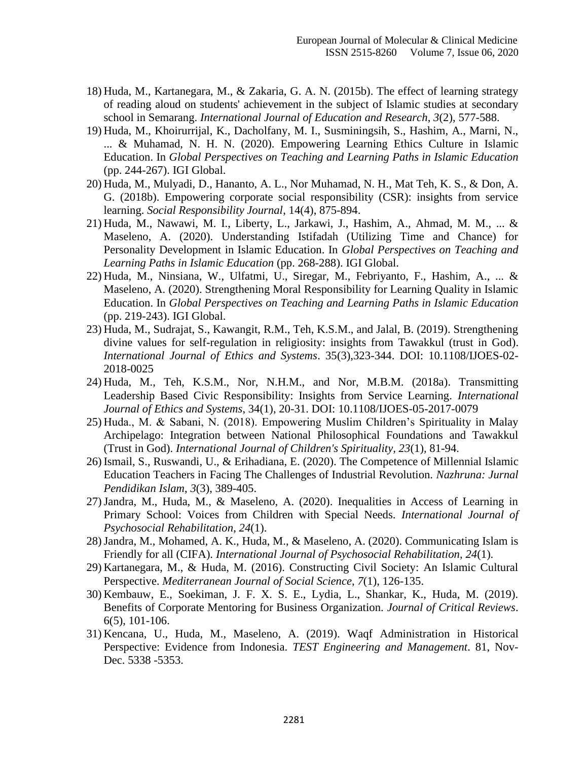18) Huda, M., Kartanegara, M., & Zakaria, G. A. N. (2015b). The effect of learning strategy of reading aloud on students' achievement in the subject of Islamic studies at secondary school in Semarang. *International Journal of Education and Research*, *3*(2), 577-588.
19) Huda, M., Khoirurrijal, K., Dacholfany, M. I., Susminingsih, S., Hashim, A., Marni, N., ... & Muhamad, N. H. N. (2020). Empowering Learning Ethics Culture in Islamic Education. In *Global Perspectives on Teaching and Learning Paths in Islamic Education* (pp. 244-267). IGI Global.
20) Huda, M., Mulyadi, D., Hananto, A. L., Nor Muhamad, N. H., Mat Teh, K. S., & Don, A. G. (2018b). Empowering corporate social responsibility (CSR): insights from service learning. *Social Responsibility Journal*, 14(4), 875-894.
21) Huda, M., Nawawi, M. I., Liberty, L., Jarkawi, J., Hashim, A., Ahmad, M. M., ... & Maseleno, A. (2020). Understanding Istifadah (Utilizing Time and Chance) for Personality Development in Islamic Education. In *Global Perspectives on Teaching and Learning Paths in Islamic Education* (pp. 268-288). IGI Global.
22) Huda, M., Ninsiana, W., Ulfatmi, U., Siregar, M., Febriyanto, F., Hashim, A., ... & Maseleno, A. (2020). Strengthening Moral Responsibility for Learning Quality in Islamic Education. In *Global Perspectives on Teaching and Learning Paths in Islamic Education* (pp. 219-243). IGI Global.
23) Huda, M., Sudrajat, S., Kawangit, R.M., Teh, K.S.M., and Jalal, B. (2019). Strengthening divine values for self-regulation in religiosity: insights from Tawakkul (trust in God). *International Journal of Ethics and Systems*. 35(3),323-344. DOI: 10.1108/IJOES-02-2018-0025
24) Huda, M., Teh, K.S.M., Nor, N.H.M., and Nor, M.B.M. (2018a). Transmitting Leadership Based Civic Responsibility: Insights from Service Learning. *International Journal of Ethics and Systems*, 34(1), 20-31. DOI: 10.1108/IJOES-05-2017-0079
25) Huda., M. & Sabani, N. (2018). Empowering Muslim Children's Spirituality in Malay Archipelago: Integration between National Philosophical Foundations and Tawakkul (Trust in God). *International Journal of Children's Spirituality*, *23*(1), 81-94.
26) Ismail, S., Ruswandi, U., & Erihadiana, E. (2020). The Competence of Millennial Islamic Education Teachers in Facing The Challenges of Industrial Revolution. *Nazhruna: Jurnal Pendidikan Islam*, *3*(3), 389-405.
27) Jandra, M., Huda, M., & Maseleno, A. (2020). Inequalities in Access of Learning in Primary School: Voices from Children with Special Needs. *International Journal of Psychosocial Rehabilitation*, *24*(1).
28) Jandra, M., Mohamed, A. K., Huda, M., & Maseleno, A. (2020). Communicating Islam is Friendly for all (CIFA). *International Journal of Psychosocial Rehabilitation*, *24*(1).
29) Kartanegara, M., & Huda, M. (2016). Constructing Civil Society: An Islamic Cultural Perspective. *Mediterranean Journal of Social Science*, *7*(1), 126-135.
30) Kembauw, E., Soekiman, J. F. X. S. E., Lydia, L., Shankar, K., Huda, M. (2019). Benefits of Corporate Mentoring for Business Organization. *Journal of Critical Reviews*. 6(5), 101-106.
31) Kencana, U., Huda, M., Maseleno, A. (2019). Waqf Administration in Historical Perspective: Evidence from Indonesia. *TEST Engineering and Management*. 81, Nov-Dec. 5338 -5353.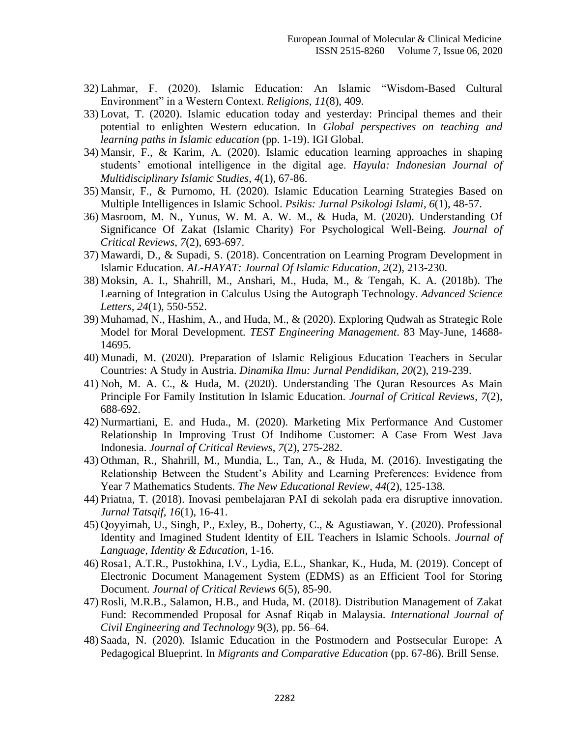32) Lahmar, F. (2020). Islamic Education: An Islamic "Wisdom-Based Cultural Environment" in a Western Context. *Religions*, *11*(8), 409.
33) Lovat, T. (2020). Islamic education today and yesterday: Principal themes and their potential to enlighten Western education. In *Global perspectives on teaching and learning paths in Islamic education* (pp. 1-19). IGI Global.
34) Mansir, F., & Karim, A. (2020). Islamic education learning approaches in shaping students' emotional intelligence in the digital age. *Hayula: Indonesian Journal of Multidisciplinary Islamic Studies*, *4*(1), 67-86.
35) Mansir, F., & Purnomo, H. (2020). Islamic Education Learning Strategies Based on Multiple Intelligences in Islamic School. *Psikis: Jurnal Psikologi Islami*, *6*(1), 48-57.
36) Masroom, M. N., Yunus, W. M. A. W. M., & Huda, M. (2020). Understanding Of Significance Of Zakat (Islamic Charity) For Psychological Well-Being. *Journal of Critical Reviews*, *7*(2), 693-697.
37) Mawardi, D., & Supadi, S. (2018). Concentration on Learning Program Development in Islamic Education. *AL-HAYAT: Journal Of Islamic Education*, *2*(2), 213-230.
38) Moksin, A. I., Shahrill, M., Anshari, M., Huda, M., & Tengah, K. A. (2018b). The Learning of Integration in Calculus Using the Autograph Technology. *Advanced Science Letters*, *24*(1), 550-552.
39) Muhamad, N., Hashim, A., and Huda, M., & (2020). Exploring Qudwah as Strategic Role Model for Moral Development. *TEST Engineering Management*. 83 May-June, 14688-14695.
40) Munadi, M. (2020). Preparation of Islamic Religious Education Teachers in Secular Countries: A Study in Austria. *Dinamika Ilmu: Jurnal Pendidikan*, *20*(2), 219-239.
41) Noh, M. A. C., & Huda, M. (2020). Understanding The Quran Resources As Main Principle For Family Institution In Islamic Education. *Journal of Critical Reviews*, *7*(2), 688-692.
42) Nurmartiani, E. and Huda., M. (2020). Marketing Mix Performance And Customer Relationship In Improving Trust Of Indihome Customer: A Case From West Java Indonesia. *Journal of Critical Reviews*, *7*(2), 275-282.
43) Othman, R., Shahrill, M., Mundia, L., Tan, A., & Huda, M. (2016). Investigating the Relationship Between the Student's Ability and Learning Preferences: Evidence from Year 7 Mathematics Students. *The New Educational Review*, *44*(2), 125-138.
44) Priatna, T. (2018). Inovasi pembelajaran PAI di sekolah pada era disruptive innovation. *Jurnal Tatsqif*, *16*(1), 16-41.
45) Qoyyimah, U., Singh, P., Exley, B., Doherty, C., & Agustiawan, Y. (2020). Professional Identity and Imagined Student Identity of EIL Teachers in Islamic Schools. *Journal of Language, Identity & Education*, 1-16.
46) Rosa1, A.T.R., Pustokhina, I.V., Lydia, E.L., Shankar, K., Huda, M. (2019). Concept of Electronic Document Management System (EDMS) as an Efficient Tool for Storing Document. *Journal of Critical Reviews* 6(5), 85-90.
47) Rosli, M.R.B., Salamon, H.B., and Huda, M. (2018). Distribution Management of Zakat Fund: Recommended Proposal for Asnaf Riqab in Malaysia. *International Journal of Civil Engineering and Technology* 9(3), pp. 56–64.
48) Saada, N. (2020). Islamic Education in the Postmodern and Postsecular Europe: A Pedagogical Blueprint. In *Migrants and Comparative Education* (pp. 67-86). Brill Sense.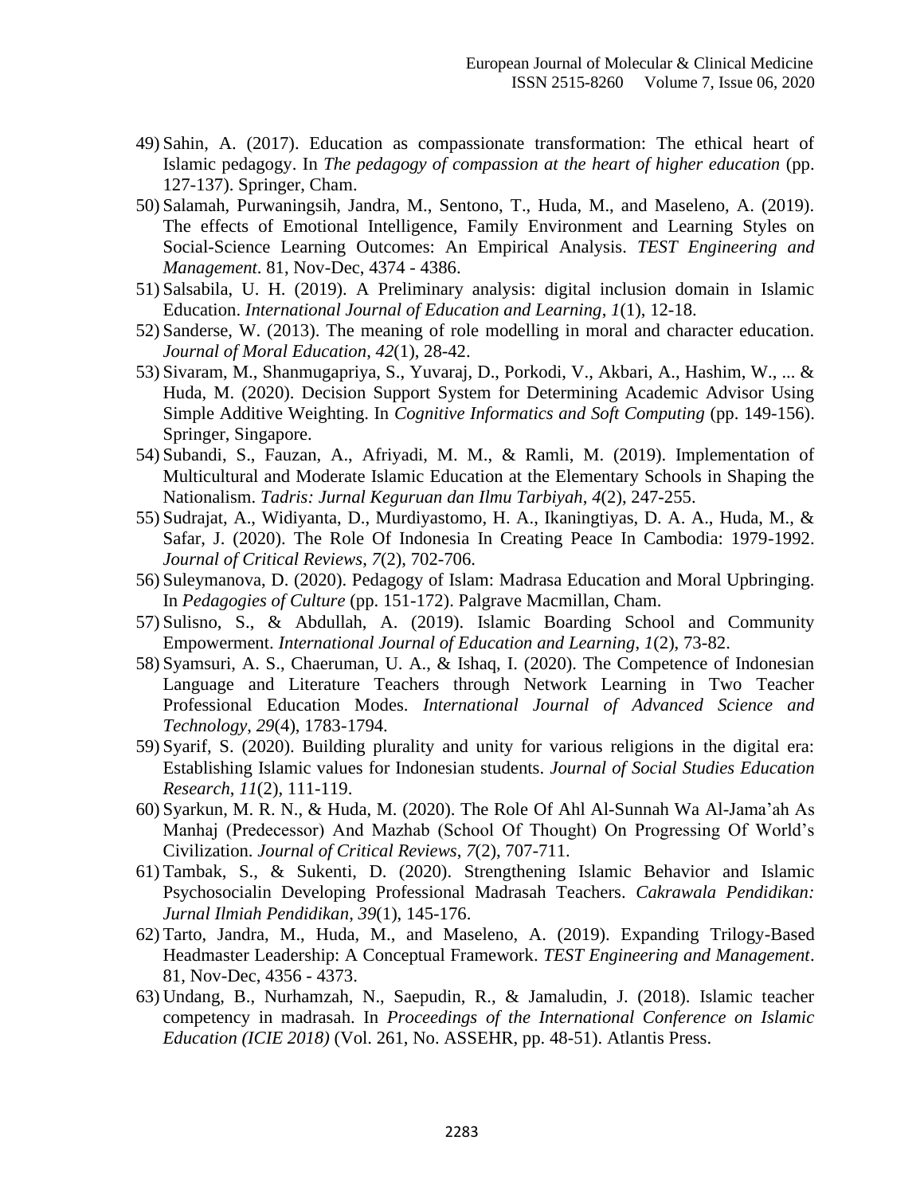49) Sahin, A. (2017). Education as compassionate transformation: The ethical heart of Islamic pedagogy. In *The pedagogy of compassion at the heart of higher education* (pp. 127-137). Springer, Cham.
50) Salamah, Purwaningsih, Jandra, M., Sentono, T., Huda, M., and Maseleno, A. (2019). The effects of Emotional Intelligence, Family Environment and Learning Styles on Social-Science Learning Outcomes: An Empirical Analysis. *TEST Engineering and Management*. 81, Nov-Dec, 4374 - 4386.
51) Salsabila, U. H. (2019). A Preliminary analysis: digital inclusion domain in Islamic Education. *International Journal of Education and Learning*, *1*(1), 12-18.
52) Sanderse, W. (2013). The meaning of role modelling in moral and character education. *Journal of Moral Education*, *42*(1), 28-42.
53) Sivaram, M., Shanmugapriya, S., Yuvaraj, D., Porkodi, V., Akbari, A., Hashim, W., ... & Huda, M. (2020). Decision Support System for Determining Academic Advisor Using Simple Additive Weighting. In *Cognitive Informatics and Soft Computing* (pp. 149-156). Springer, Singapore.
54) Subandi, S., Fauzan, A., Afriyadi, M. M., & Ramli, M. (2019). Implementation of Multicultural and Moderate Islamic Education at the Elementary Schools in Shaping the Nationalism. *Tadris: Jurnal Keguruan dan Ilmu Tarbiyah*, *4*(2), 247-255.
55) Sudrajat, A., Widiyanta, D., Murdiyastomo, H. A., Ikaningtiyas, D. A. A., Huda, M., & Safar, J. (2020). The Role Of Indonesia In Creating Peace In Cambodia: 1979-1992. *Journal of Critical Reviews*, *7*(2), 702-706.
56) Suleymanova, D. (2020). Pedagogy of Islam: Madrasa Education and Moral Upbringing. In *Pedagogies of Culture* (pp. 151-172). Palgrave Macmillan, Cham.
57) Sulisno, S., & Abdullah, A. (2019). Islamic Boarding School and Community Empowerment. *International Journal of Education and Learning*, *1*(2), 73-82.
58) Syamsuri, A. S., Chaeruman, U. A., & Ishaq, I. (2020). The Competence of Indonesian Language and Literature Teachers through Network Learning in Two Teacher Professional Education Modes. *International Journal of Advanced Science and Technology*, *29*(4), 1783-1794.
59) Syarif, S. (2020). Building plurality and unity for various religions in the digital era: Establishing Islamic values for Indonesian students. *Journal of Social Studies Education Research*, *11*(2), 111-119.
60) Syarkun, M. R. N., & Huda, M. (2020). The Role Of Ahl Al-Sunnah Wa Al-Jama'ah As Manhaj (Predecessor) And Mazhab (School Of Thought) On Progressing Of World's Civilization. *Journal of Critical Reviews*, *7*(2), 707-711.
61) Tambak, S., & Sukenti, D. (2020). Strengthening Islamic Behavior and Islamic Psychosocialin Developing Professional Madrasah Teachers. *Cakrawala Pendidikan: Jurnal Ilmiah Pendidikan*, *39*(1), 145-176.
62) Tarto, Jandra, M., Huda, M., and Maseleno, A. (2019). Expanding Trilogy-Based Headmaster Leadership: A Conceptual Framework. *TEST Engineering and Management*. 81, Nov-Dec, 4356 - 4373.
63) Undang, B., Nurhamzah, N., Saepudin, R., & Jamaludin, J. (2018). Islamic teacher competency in madrasah. In *Proceedings of the International Conference on Islamic Education (ICIE 2018)* (Vol. 261, No. ASSEHR, pp. 48-51). Atlantis Press.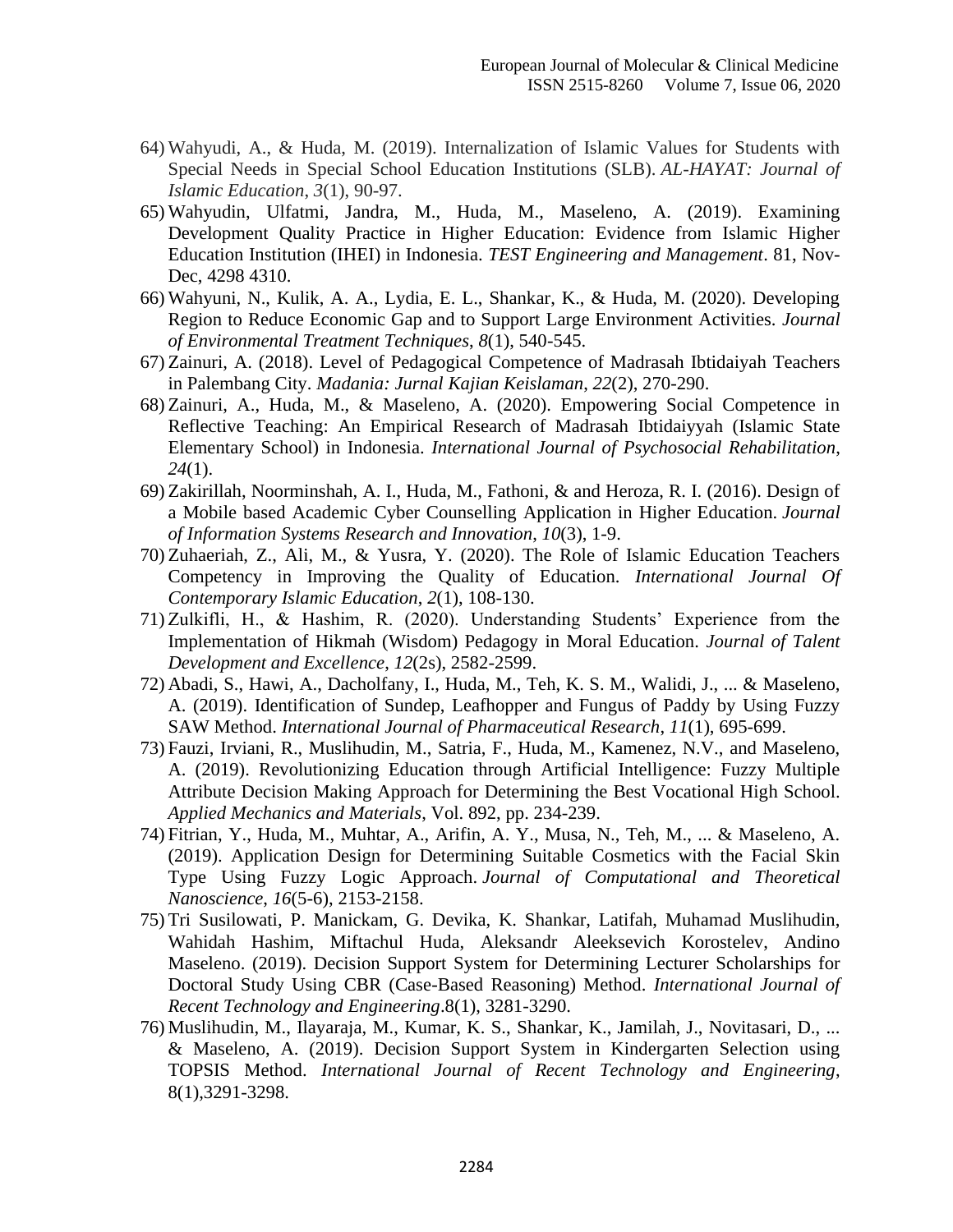64) Wahyudi, A., & Huda, M. (2019). Internalization of Islamic Values for Students with Special Needs in Special School Education Institutions (SLB). *AL-HAYAT: Journal of Islamic Education*, *3*(1), 90-97.
65) Wahyudin, Ulfatmi, Jandra, M., Huda, M., Maseleno, A. (2019). Examining Development Quality Practice in Higher Education: Evidence from Islamic Higher Education Institution (IHEI) in Indonesia. *TEST Engineering and Management*. 81, Nov-Dec, 4298 4310.
66) Wahyuni, N., Kulik, A. A., Lydia, E. L., Shankar, K., & Huda, M. (2020). Developing Region to Reduce Economic Gap and to Support Large Environment Activities. *Journal of Environmental Treatment Techniques*, *8*(1), 540-545.
67) Zainuri, A. (2018). Level of Pedagogical Competence of Madrasah Ibtidaiyah Teachers in Palembang City. *Madania: Jurnal Kajian Keislaman*, *22*(2), 270-290.
68) Zainuri, A., Huda, M., & Maseleno, A. (2020). Empowering Social Competence in Reflective Teaching: An Empirical Research of Madrasah Ibtidaiyyah (Islamic State Elementary School) in Indonesia. *International Journal of Psychosocial Rehabilitation*, *24*(1).
69) Zakirillah, Noorminshah, A. I., Huda, M., Fathoni, & and Heroza, R. I. (2016). Design of a Mobile based Academic Cyber Counselling Application in Higher Education. *Journal of Information Systems Research and Innovation*, *10*(3), 1-9.
70) Zuhaeriah, Z., Ali, M., & Yusra, Y. (2020). The Role of Islamic Education Teachers Competency in Improving the Quality of Education. *International Journal Of Contemporary Islamic Education*, *2*(1), 108-130.
71) Zulkifli, H., & Hashim, R. (2020). Understanding Students' Experience from the Implementation of Hikmah (Wisdom) Pedagogy in Moral Education. *Journal of Talent Development and Excellence*, *12*(2s), 2582-2599.
72) Abadi, S., Hawi, A., Dacholfany, I., Huda, M., Teh, K. S. M., Walidi, J., ... & Maseleno, A. (2019). Identification of Sundep, Leafhopper and Fungus of Paddy by Using Fuzzy SAW Method. *International Journal of Pharmaceutical Research*, *11*(1), 695-699.
73) Fauzi, Irviani, R., Muslihudin, M., Satria, F., Huda, M., Kamenez, N.V., and Maseleno, A. (2019). Revolutionizing Education through Artificial Intelligence: Fuzzy Multiple Attribute Decision Making Approach for Determining the Best Vocational High School. *Applied Mechanics and Materials*, Vol. 892, pp. 234-239.
74) Fitrian, Y., Huda, M., Muhtar, A., Arifin, A. Y., Musa, N., Teh, M., ... & Maseleno, A. (2019). Application Design for Determining Suitable Cosmetics with the Facial Skin Type Using Fuzzy Logic Approach. *Journal of Computational and Theoretical Nanoscience*, *16*(5-6), 2153-2158.
75) Tri Susilowati, P. Manickam, G. Devika, K. Shankar, Latifah, Muhamad Muslihudin, Wahidah Hashim, Miftachul Huda, Aleksandr Aleeksevich Korostelev, Andino Maseleno. (2019). Decision Support System for Determining Lecturer Scholarships for Doctoral Study Using CBR (Case-Based Reasoning) Method. *International Journal of Recent Technology and Engineering*.8(1), 3281-3290.
76) Muslihudin, M., Ilayaraja, M., Kumar, K. S., Shankar, K., Jamilah, J., Novitasari, D., ... & Maseleno, A. (2019). Decision Support System in Kindergarten Selection using TOPSIS Method. *International Journal of Recent Technology and Engineering*, 8(1),3291-3298.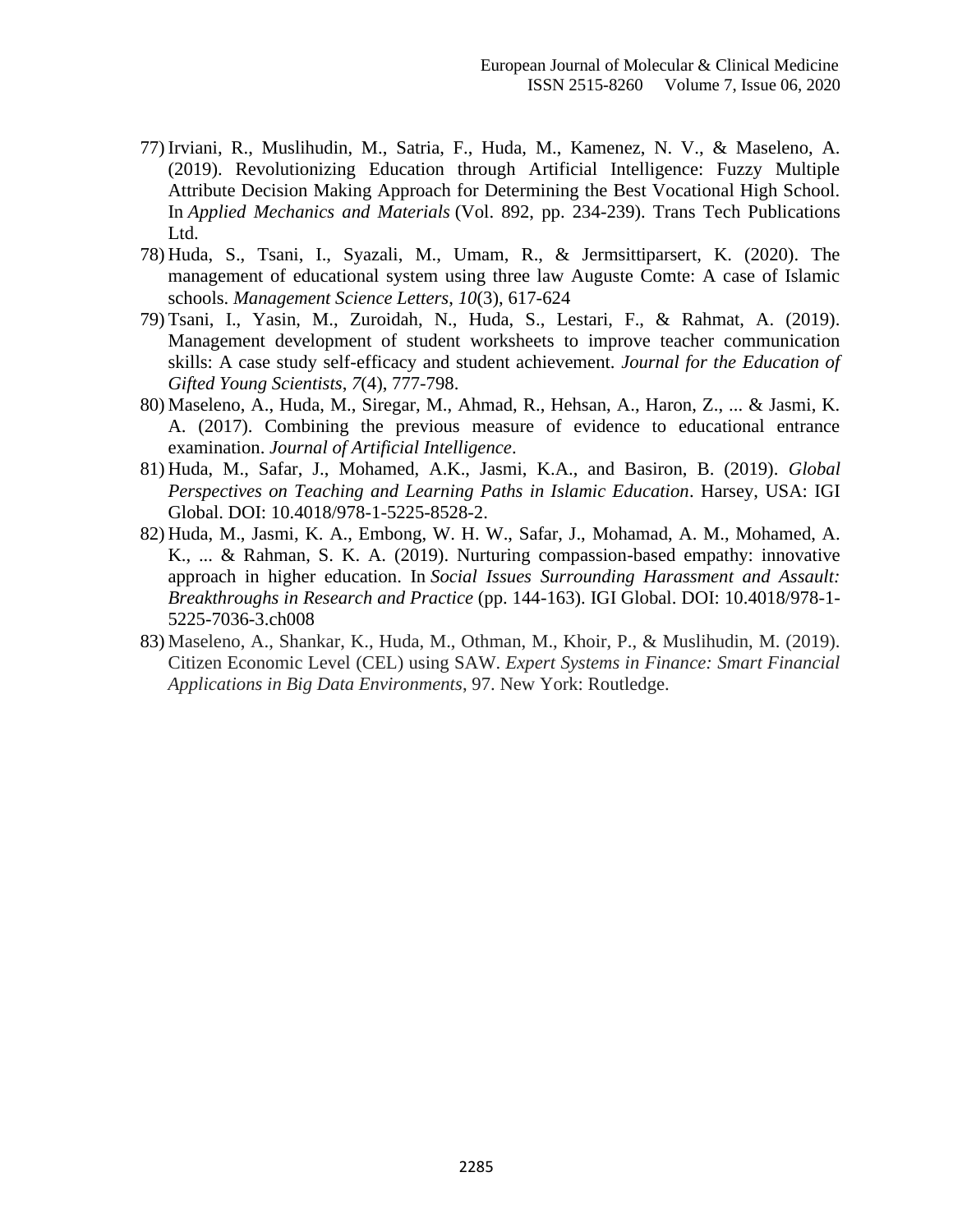77) Irviani, R., Muslihudin, M., Satria, F., Huda, M., Kamenez, N. V., & Maseleno, A. (2019). Revolutionizing Education through Artificial Intelligence: Fuzzy Multiple Attribute Decision Making Approach for Determining the Best Vocational High School. In *Applied Mechanics and Materials* (Vol. 892, pp. 234-239). Trans Tech Publications Ltd.
78) Huda, S., Tsani, I., Syazali, M., Umam, R., & Jermsittiparsert, K. (2020). The management of educational system using three law Auguste Comte: A case of Islamic schools. *Management Science Letters*, *10*(3), 617-624
79) Tsani, I., Yasin, M., Zuroidah, N., Huda, S., Lestari, F., & Rahmat, A. (2019). Management development of student worksheets to improve teacher communication skills: A case study self-efficacy and student achievement. *Journal for the Education of Gifted Young Scientists*, *7*(4), 777-798.
80) Maseleno, A., Huda, M., Siregar, M., Ahmad, R., Hehsan, A., Haron, Z., ... & Jasmi, K. A. (2017). Combining the previous measure of evidence to educational entrance examination. *Journal of Artificial Intelligence*.
81) Huda, M., Safar, J., Mohamed, A.K., Jasmi, K.A., and Basiron, B. (2019). *Global Perspectives on Teaching and Learning Paths in Islamic Education*. Harsey, USA: IGI Global. DOI: 10.4018/978-1-5225-8528-2.
82) Huda, M., Jasmi, K. A., Embong, W. H. W., Safar, J., Mohamad, A. M., Mohamed, A. K., ... & Rahman, S. K. A. (2019). Nurturing compassion-based empathy: innovative approach in higher education. In *Social Issues Surrounding Harassment and Assault: Breakthroughs in Research and Practice* (pp. 144-163). IGI Global. DOI: 10.4018/978-1-5225-7036-3.ch008
83) Maseleno, A., Shankar, K., Huda, M., Othman, M., Khoir, P., & Muslihudin, M. (2019). Citizen Economic Level (CEL) using SAW. *Expert Systems in Finance: Smart Financial Applications in Big Data Environments*, 97. New York: Routledge.